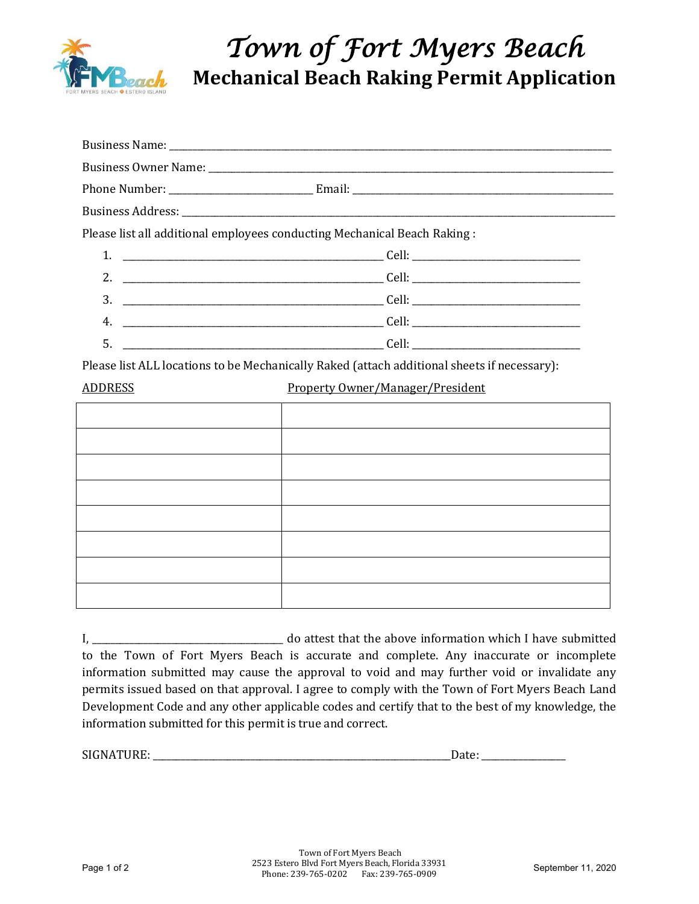# Town of Fort Myers Beach

## Mechanical Beach Raking Permit Application

Business Name: ______________________________________________

Business Owner Name: ______________________________________________

Phone Number: ____________________ Email: ______________________________

Business Address: ______________________________________________

Please list all additional employees conducting Mechanical Beach Raking :

1. ______________________________ Cell: ____________________
2. ______________________________ Cell: ____________________
3. ______________________________ Cell: ____________________
4. ______________________________ Cell: ____________________
5. ______________________________ Cell: ____________________

Please list ALL locations to be Mechanically Raked (attach additional sheets if necessary):

| ADDRESS | Property Owner/Manager/President |
|---|---|
| | |
| | |
| | |
| | |
| | |
| | |
| | |
| | |

I, ________________________ do attest that the above information which I have submitted to the Town of Fort Myers Beach is accurate and complete. Any inaccurate or incomplete information submitted may cause the approval to void and may further void or invalidate any permits issued based on that approval. I agree to comply with the Town of Fort Myers Beach Land Development Code and any other applicable codes and certify that to the best of my knowledge, the information submitted for this permit is true and correct.

SIGNATURE: ______________________________________ Date: ______________

Town of Fort Myers Beach
2523 Estero Blvd Fort Myers Beach, Florida 33931
Phone: 239-765-0202 Fax: 239-765-0909

September 11, 2020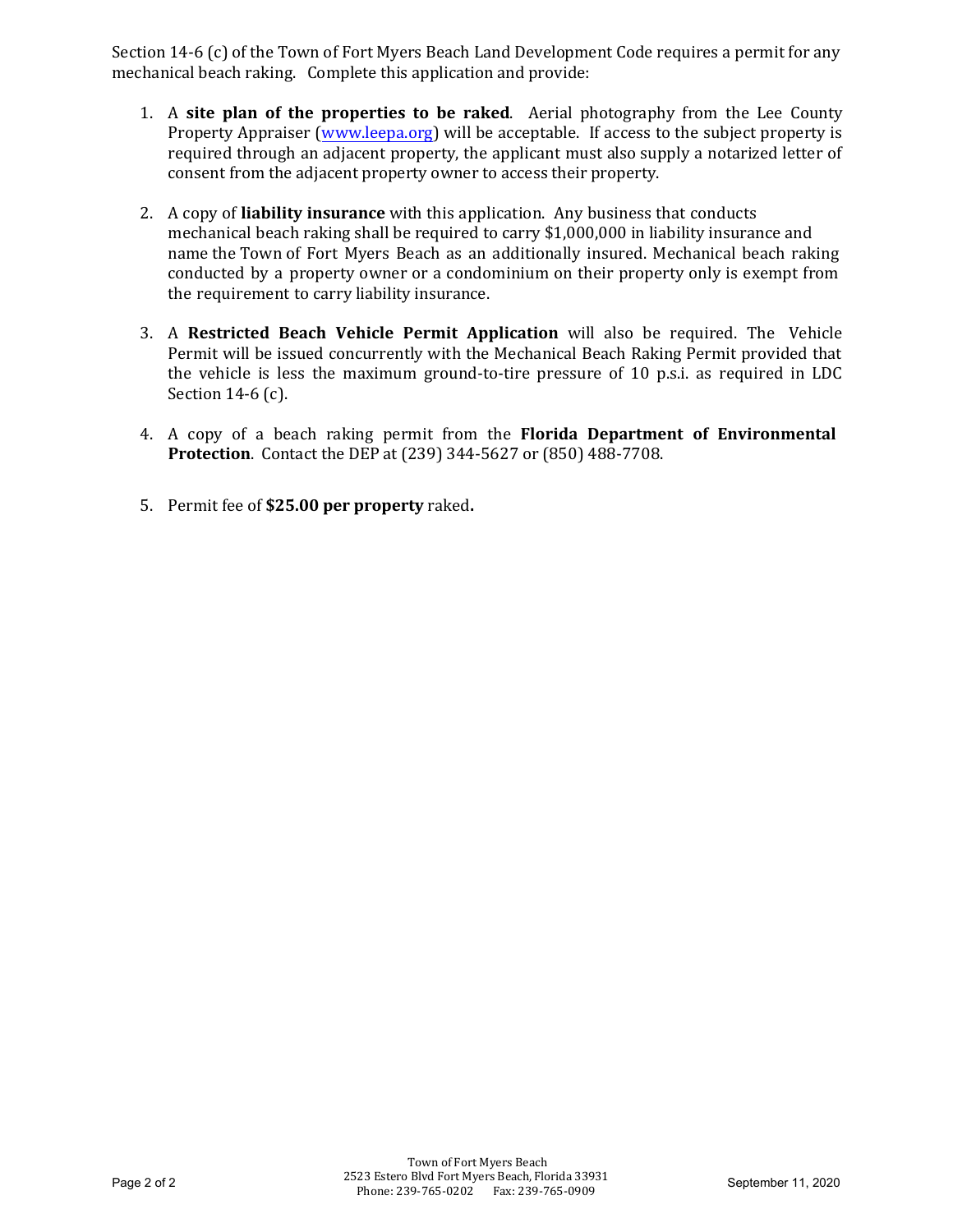Section 14-6 (c) of the Town of Fort Myers Beach Land Development Code requires a permit for any mechanical beach raking. Complete this application and provide:

1. A **site plan of the properties to be raked**. Aerial photography from the Lee County Property Appraiser (www.leepa.org) will be acceptable. If access to the subject property is required through an adjacent property, the applicant must also supply a notarized letter of consent from the adjacent property owner to access their property.

2. A copy of **liability insurance** with this application. Any business that conducts mechanical beach raking shall be required to carry $1,000,000 in liability insurance and name the Town of Fort Myers Beach as an additionally insured. Mechanical beach raking conducted by a property owner or a condominium on their property only is exempt from the requirement to carry liability insurance.

3. A **Restricted Beach Vehicle Permit Application** will also be required. The Vehicle Permit will be issued concurrently with the Mechanical Beach Raking Permit provided that the vehicle is less the maximum ground-to-tire pressure of 10 p.s.i. as required in LDC Section 14-6 (c).

4. A copy of a beach raking permit from the **Florida Department of Environmental Protection**. Contact the DEP at (239) 344-5627 or (850) 488-7708.

5. Permit fee of **$25.00 per property** raked**.**

Town of Fort Myers Beach
2523 Estero Blvd Fort Myers Beach, Florida 33931
Phone: 239-765-0202 Fax: 239-765-0909

September 11, 2020